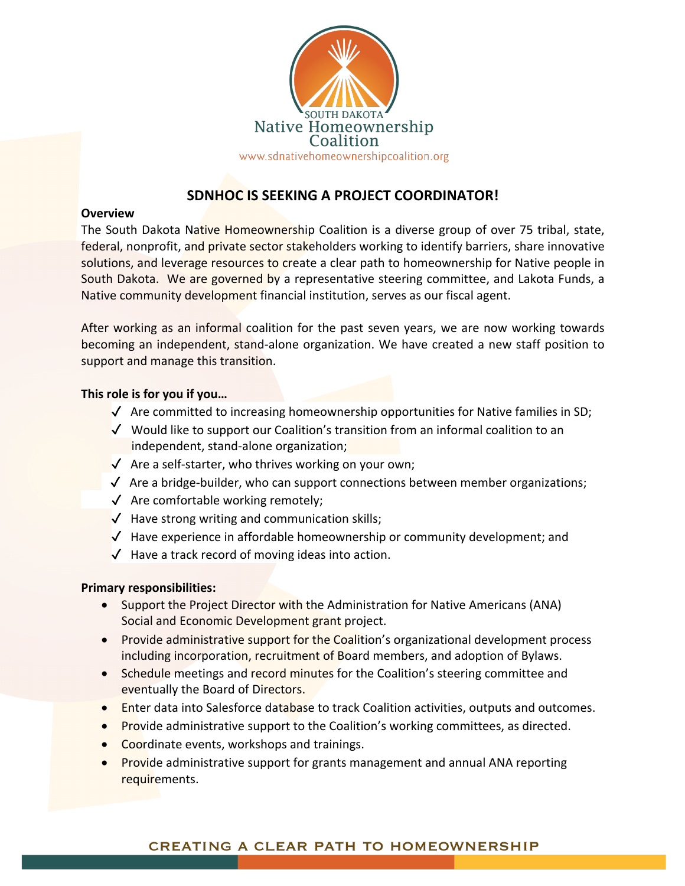SOUTH DAKOTA
Native Homeownership Coalition
www.sdnativehomeownershipcoalition.org

# SDNHOC IS SEEKING A PROJECT COORDINATOR!

**Overview**

The South Dakota Native Homeownership Coalition is a diverse group of over 75 tribal, state, federal, nonprofit, and private sector stakeholders working to identify barriers, share innovative solutions, and leverage resources to create a clear path to homeownership for Native people in South Dakota. We are governed by a representative steering committee, and Lakota Funds, a Native community development financial institution, serves as our fiscal agent.

After working as an informal coalition for the past seven years, we are now working towards becoming an independent, stand-alone organization. We have created a new staff position to support and manage this transition.

**This role is for you if you…**

- ✓ Are committed to increasing homeownership opportunities for Native families in SD;
- ✓ Would like to support our Coalition's transition from an informal coalition to an independent, stand-alone organization;
- ✓ Are a self-starter, who thrives working on your own;
- ✓ Are a bridge-builder, who can support connections between member organizations;
- ✓ Are comfortable working remotely;
- ✓ Have strong writing and communication skills;
- ✓ Have experience in affordable homeownership or community development; and
- ✓ Have a track record of moving ideas into action.

**Primary responsibilities:**

- Support the Project Director with the Administration for Native Americans (ANA) Social and Economic Development grant project.
- Provide administrative support for the Coalition's organizational development process including incorporation, recruitment of Board members, and adoption of Bylaws.
- Schedule meetings and record minutes for the Coalition's steering committee and eventually the Board of Directors.
- Enter data into Salesforce database to track Coalition activities, outputs and outcomes.
- Provide administrative support to the Coalition's working committees, as directed.
- Coordinate events, workshops and trainings.
- Provide administrative support for grants management and annual ANA reporting requirements.

CREATING A CLEAR PATH TO HOMEOWNERSHIP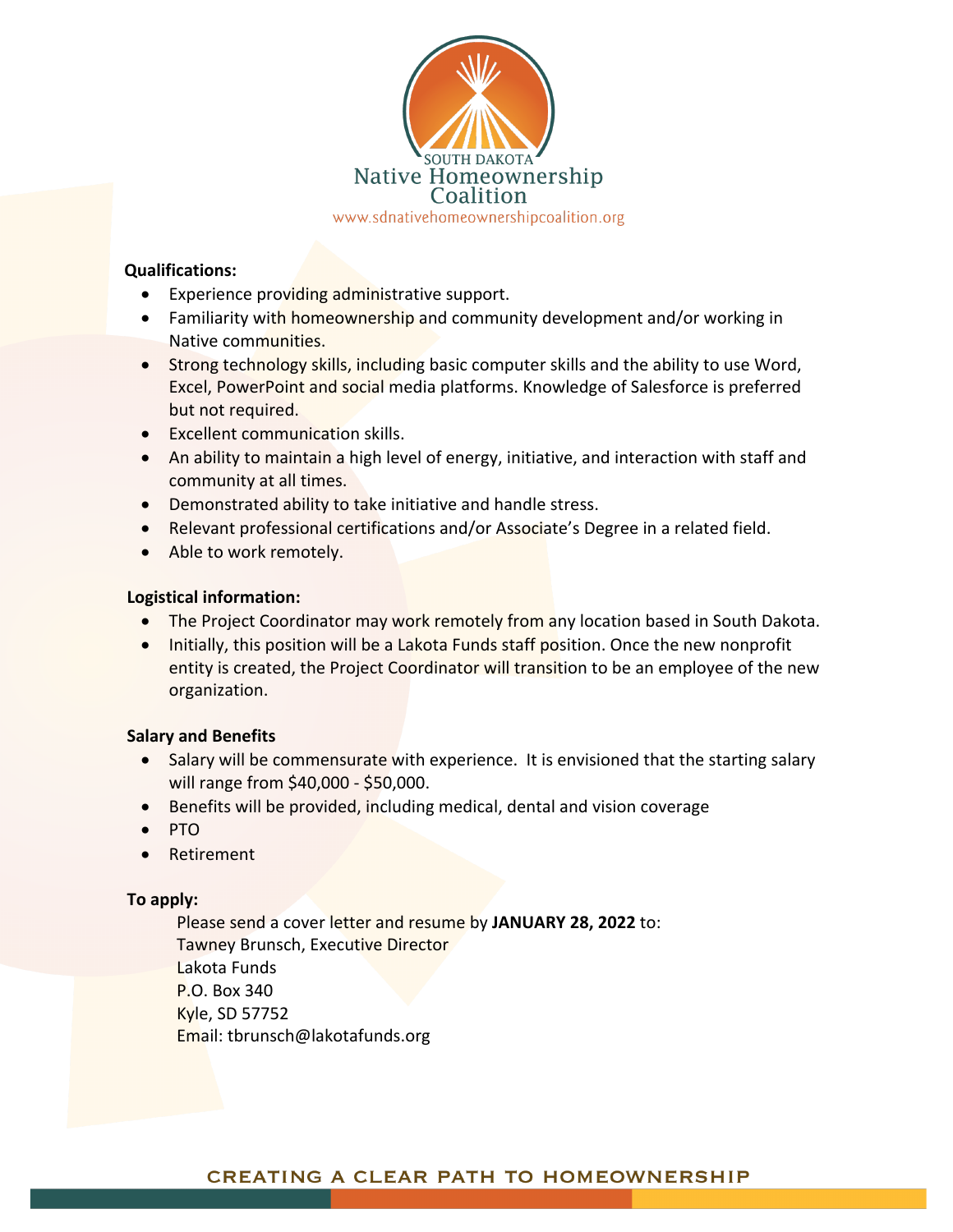SOUTH DAKOTA
Native Homeownership Coalition
www.sdnativehomeownershipcoalition.org

**Qualifications:**

- Experience providing administrative support.
- Familiarity with homeownership and community development and/or working in Native communities.
- Strong technology skills, including basic computer skills and the ability to use Word, Excel, PowerPoint and social media platforms. Knowledge of Salesforce is preferred but not required.
- Excellent communication skills.
- An ability to maintain a high level of energy, initiative, and interaction with staff and community at all times.
- Demonstrated ability to take initiative and handle stress.
- Relevant professional certifications and/or Associate's Degree in a related field.
- Able to work remotely.

**Logistical information:**

- The Project Coordinator may work remotely from any location based in South Dakota.
- Initially, this position will be a Lakota Funds staff position. Once the new nonprofit entity is created, the Project Coordinator will transition to be an employee of the new organization.

**Salary and Benefits**

- Salary will be commensurate with experience. It is envisioned that the starting salary will range from $40,000 - $50,000.
- Benefits will be provided, including medical, dental and vision coverage
- PTO
- Retirement

**To apply:**

Please send a cover letter and resume by **JANUARY 28, 2022** to:
Tawney Brunsch, Executive Director
Lakota Funds
P.O. Box 340
Kyle, SD 57752
Email: tbrunsch@lakotafunds.org

CREATING A CLEAR PATH TO HOMEOWNERSHIP